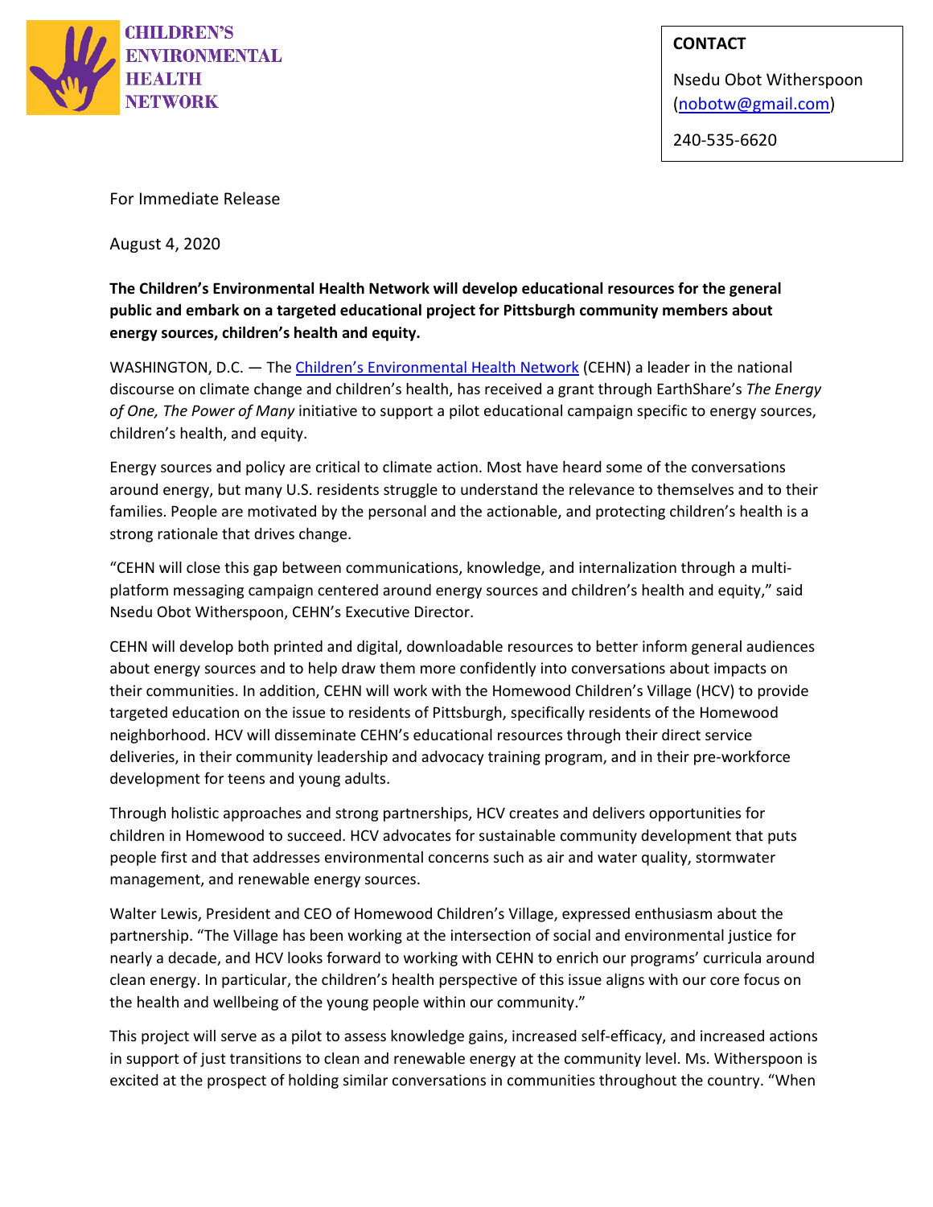CHILDREN'S ENVIRONMENTAL HEALTH NETWORK

**CONTACT**

Nsedu Obot Witherspoon
(nobotw@gmail.com)

240-535-6620

For Immediate Release

August 4, 2020

**The Children's Environmental Health Network will develop educational resources for the general public and embark on a targeted educational project for Pittsburgh community members about energy sources, children's health and equity.**

WASHINGTON, D.C. — The Children's Environmental Health Network (CEHN) a leader in the national discourse on climate change and children's health, has received a grant through EarthShare's *The Energy of One, The Power of Many* initiative to support a pilot educational campaign specific to energy sources, children's health, and equity.

Energy sources and policy are critical to climate action. Most have heard some of the conversations around energy, but many U.S. residents struggle to understand the relevance to themselves and to their families. People are motivated by the personal and the actionable, and protecting children's health is a strong rationale that drives change.

"CEHN will close this gap between communications, knowledge, and internalization through a multi-platform messaging campaign centered around energy sources and children's health and equity," said Nsedu Obot Witherspoon, CEHN's Executive Director.

CEHN will develop both printed and digital, downloadable resources to better inform general audiences about energy sources and to help draw them more confidently into conversations about impacts on their communities. In addition, CEHN will work with the Homewood Children's Village (HCV) to provide targeted education on the issue to residents of Pittsburgh, specifically residents of the Homewood neighborhood. HCV will disseminate CEHN's educational resources through their direct service deliveries, in their community leadership and advocacy training program, and in their pre-workforce development for teens and young adults.

Through holistic approaches and strong partnerships, HCV creates and delivers opportunities for children in Homewood to succeed. HCV advocates for sustainable community development that puts people first and that addresses environmental concerns such as air and water quality, stormwater management, and renewable energy sources.

Walter Lewis, President and CEO of Homewood Children's Village, expressed enthusiasm about the partnership. "The Village has been working at the intersection of social and environmental justice for nearly a decade, and HCV looks forward to working with CEHN to enrich our programs' curricula around clean energy. In particular, the children's health perspective of this issue aligns with our core focus on the health and wellbeing of the young people within our community."

This project will serve as a pilot to assess knowledge gains, increased self-efficacy, and increased actions in support of just transitions to clean and renewable energy at the community level. Ms. Witherspoon is excited at the prospect of holding similar conversations in communities throughout the country. "When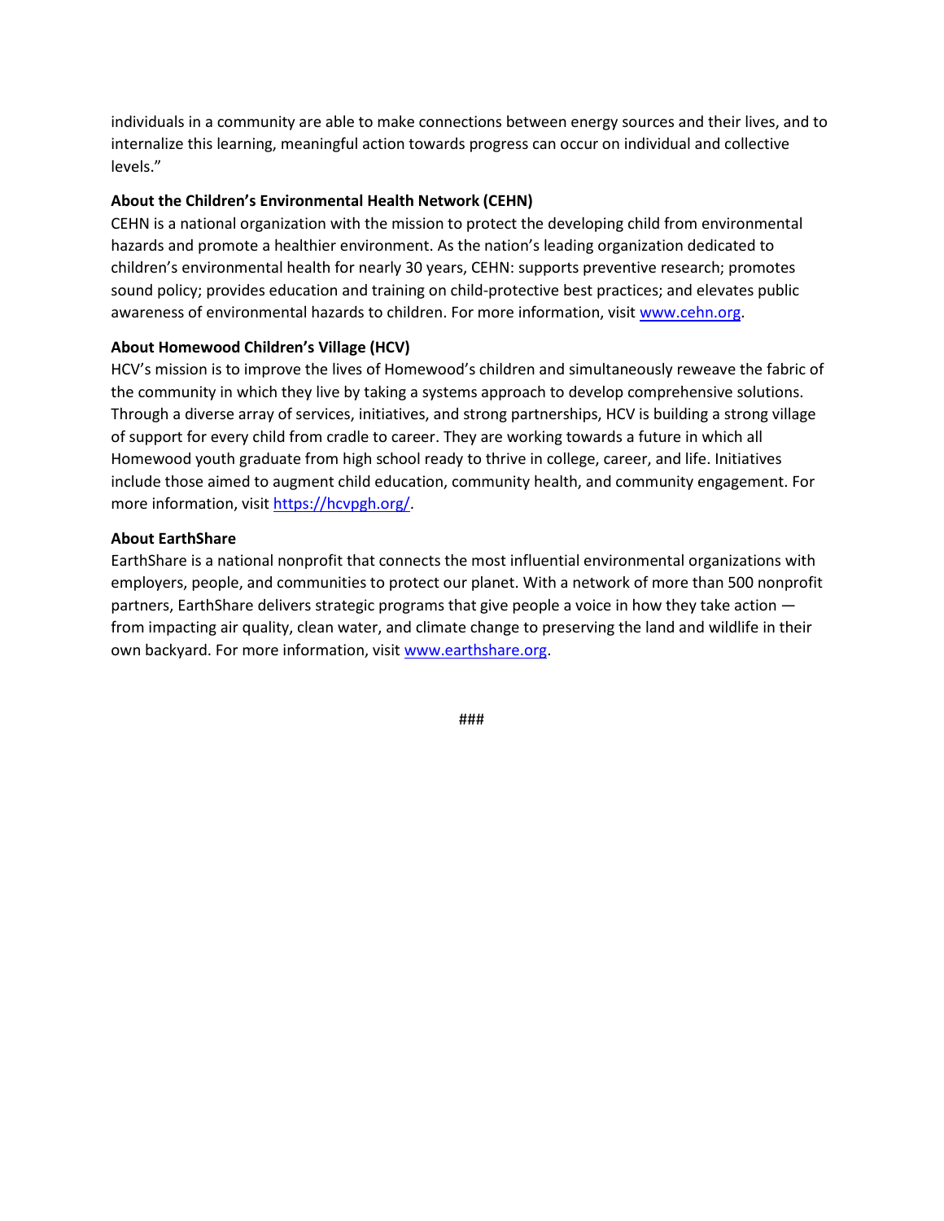individuals in a community are able to make connections between energy sources and their lives, and to internalize this learning, meaningful action towards progress can occur on individual and collective levels."

**About the Children's Environmental Health Network (CEHN)**
CEHN is a national organization with the mission to protect the developing child from environmental hazards and promote a healthier environment. As the nation's leading organization dedicated to children's environmental health for nearly 30 years, CEHN: supports preventive research; promotes sound policy; provides education and training on child-protective best practices; and elevates public awareness of environmental hazards to children. For more information, visit www.cehn.org.

**About Homewood Children's Village (HCV)**
HCV's mission is to improve the lives of Homewood's children and simultaneously reweave the fabric of the community in which they live by taking a systems approach to develop comprehensive solutions. Through a diverse array of services, initiatives, and strong partnerships, HCV is building a strong village of support for every child from cradle to career. They are working towards a future in which all Homewood youth graduate from high school ready to thrive in college, career, and life. Initiatives include those aimed to augment child education, community health, and community engagement. For more information, visit https://hcvpgh.org/.

**About EarthShare**
EarthShare is a national nonprofit that connects the most influential environmental organizations with employers, people, and communities to protect our planet. With a network of more than 500 nonprofit partners, EarthShare delivers strategic programs that give people a voice in how they take action — from impacting air quality, clean water, and climate change to preserving the land and wildlife in their own backyard. For more information, visit www.earthshare.org.

###